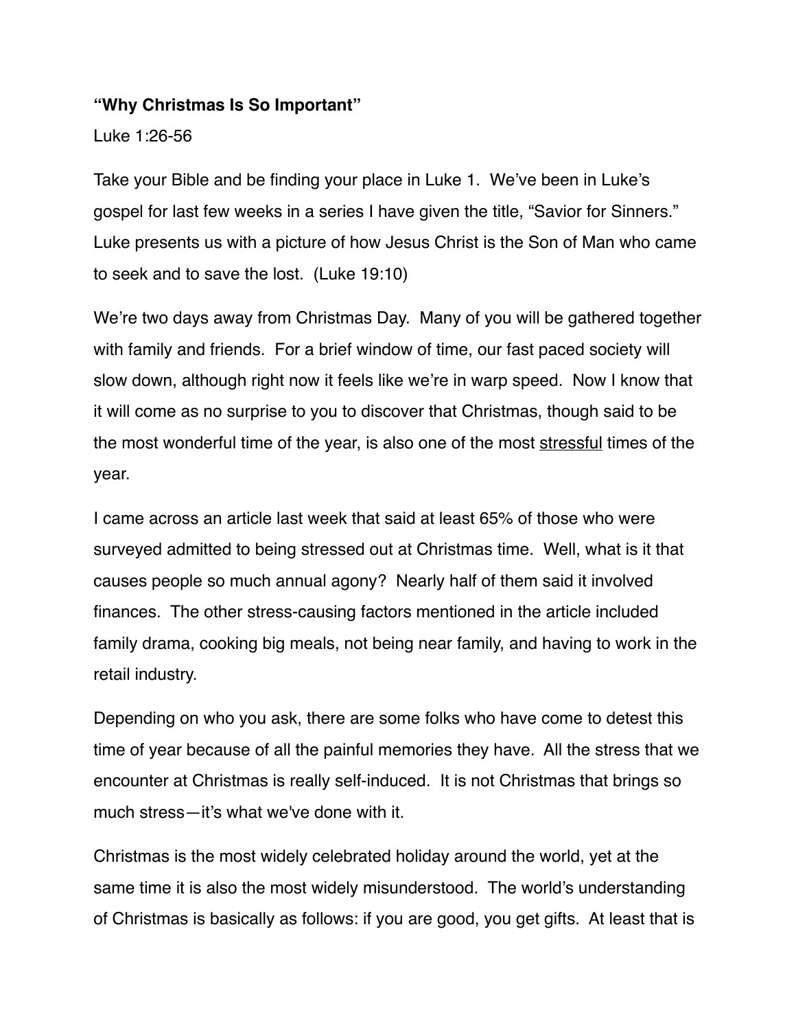**“Why Christmas Is So Important”**

Luke 1:26-56

Take your Bible and be finding your place in Luke 1. We’ve been in Luke’s gospel for last few weeks in a series I have given the title, “Savior for Sinners.” Luke presents us with a picture of how Jesus Christ is the Son of Man who came to seek and to save the lost. (Luke 19:10)

We’re two days away from Christmas Day. Many of you will be gathered together with family and friends. For a brief window of time, our fast paced society will slow down, although right now it feels like we’re in warp speed. Now I know that it will come as no surprise to you to discover that Christmas, though said to be the most wonderful time of the year, is also one of the most <u>stressful</u> times of the year.

I came across an article last week that said at least 65% of those who were surveyed admitted to being stressed out at Christmas time. Well, what is it that causes people so much annual agony? Nearly half of them said it involved finances. The other stress-causing factors mentioned in the article included family drama, cooking big meals, not being near family, and having to work in the retail industry.

Depending on who you ask, there are some folks who have come to detest this time of year because of all the painful memories they have. All the stress that we encounter at Christmas is really self-induced. It is not Christmas that brings so much stress—it’s what we've done with it.

Christmas is the most widely celebrated holiday around the world, yet at the same time it is also the most widely misunderstood. The world’s understanding of Christmas is basically as follows: if you are good, you get gifts. At least that is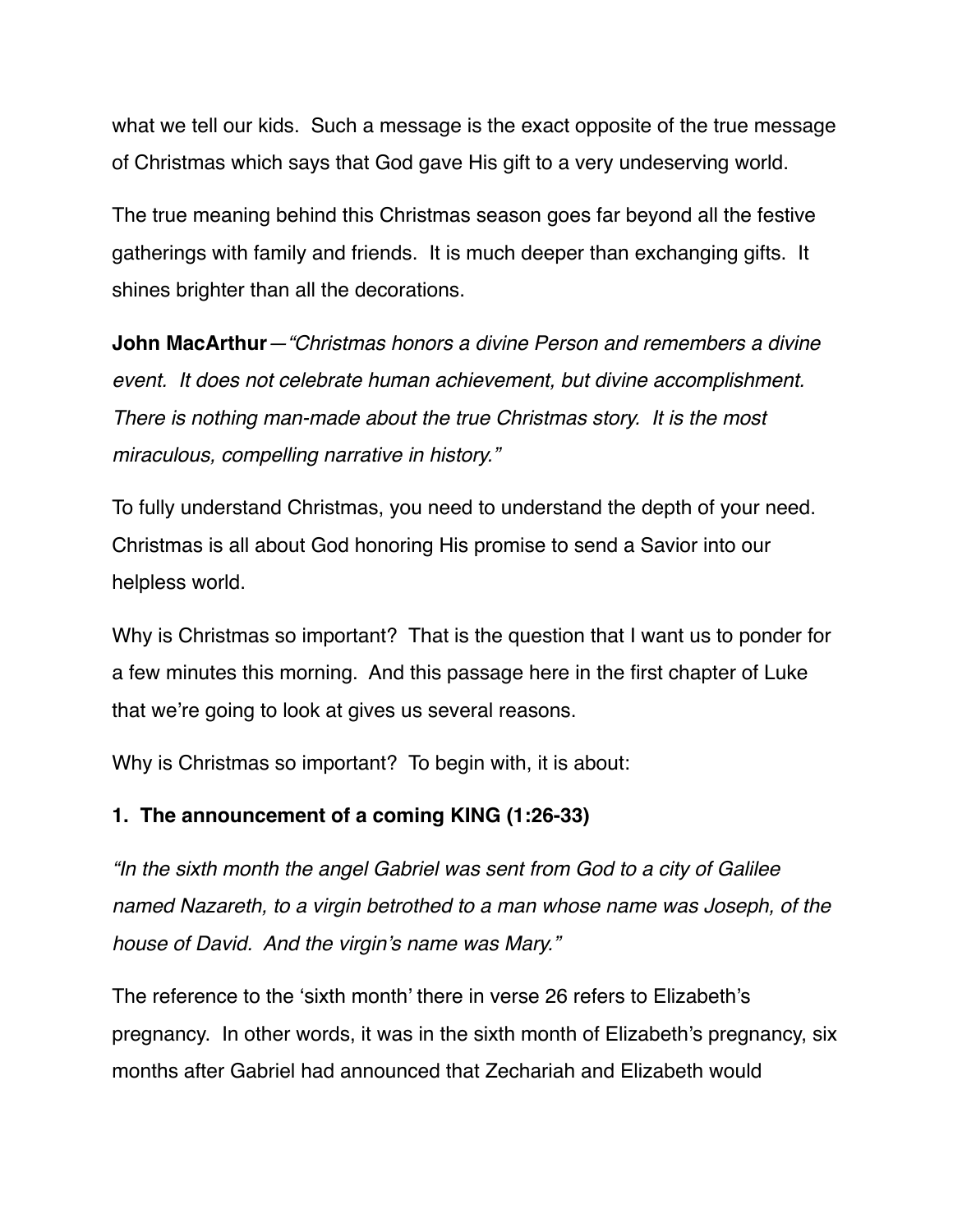what we tell our kids. Such a message is the exact opposite of the true message of Christmas which says that God gave His gift to a very undeserving world.

The true meaning behind this Christmas season goes far beyond all the festive gatherings with family and friends. It is much deeper than exchanging gifts. It shines brighter than all the decorations.

**John MacArthur**—*"Christmas honors a divine Person and remembers a divine event. It does not celebrate human achievement, but divine accomplishment. There is nothing man-made about the true Christmas story. It is the most miraculous, compelling narrative in history."*

To fully understand Christmas, you need to understand the depth of your need. Christmas is all about God honoring His promise to send a Savior into our helpless world.

Why is Christmas so important? That is the question that I want us to ponder for a few minutes this morning. And this passage here in the first chapter of Luke that we're going to look at gives us several reasons.

Why is Christmas so important? To begin with, it is about:

**1. The announcement of a coming KING (1:26-33)**

*"In the sixth month the angel Gabriel was sent from God to a city of Galilee named Nazareth, to a virgin betrothed to a man whose name was Joseph, of the house of David. And the virgin's name was Mary."*

The reference to the 'sixth month' there in verse 26 refers to Elizabeth's pregnancy. In other words, it was in the sixth month of Elizabeth's pregnancy, six months after Gabriel had announced that Zechariah and Elizabeth would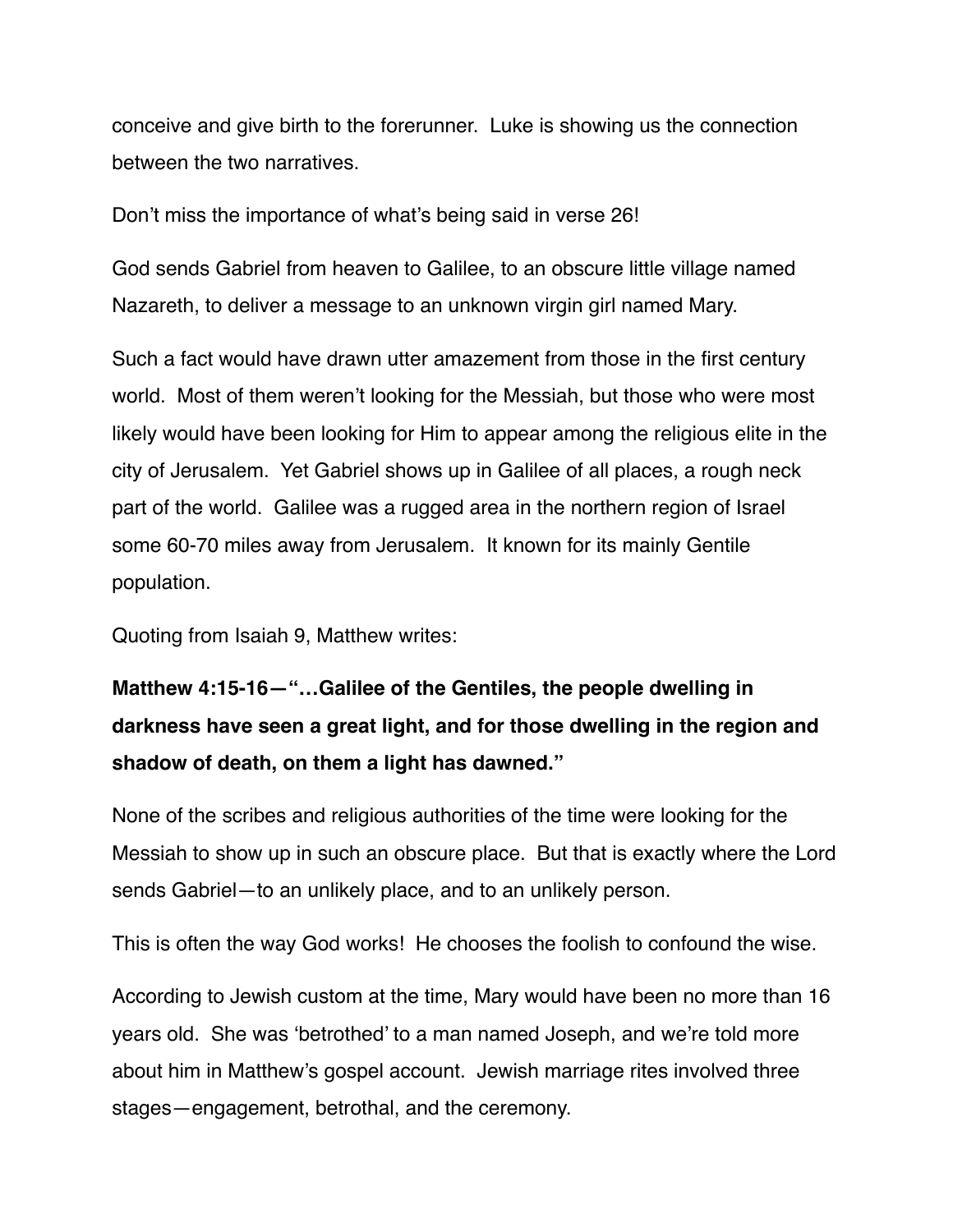conceive and give birth to the forerunner. Luke is showing us the connection between the two narratives.

Don't miss the importance of what's being said in verse 26!

God sends Gabriel from heaven to Galilee, to an obscure little village named Nazareth, to deliver a message to an unknown virgin girl named Mary.

Such a fact would have drawn utter amazement from those in the first century world. Most of them weren't looking for the Messiah, but those who were most likely would have been looking for Him to appear among the religious elite in the city of Jerusalem. Yet Gabriel shows up in Galilee of all places, a rough neck part of the world. Galilee was a rugged area in the northern region of Israel some 60-70 miles away from Jerusalem. It known for its mainly Gentile population.

Quoting from Isaiah 9, Matthew writes:

**Matthew 4:15-16—"…Galilee of the Gentiles, the people dwelling in darkness have seen a great light, and for those dwelling in the region and shadow of death, on them a light has dawned."**

None of the scribes and religious authorities of the time were looking for the Messiah to show up in such an obscure place. But that is exactly where the Lord sends Gabriel—to an unlikely place, and to an unlikely person.

This is often the way God works! He chooses the foolish to confound the wise.

According to Jewish custom at the time, Mary would have been no more than 16 years old. She was 'betrothed' to a man named Joseph, and we're told more about him in Matthew's gospel account. Jewish marriage rites involved three stages—engagement, betrothal, and the ceremony.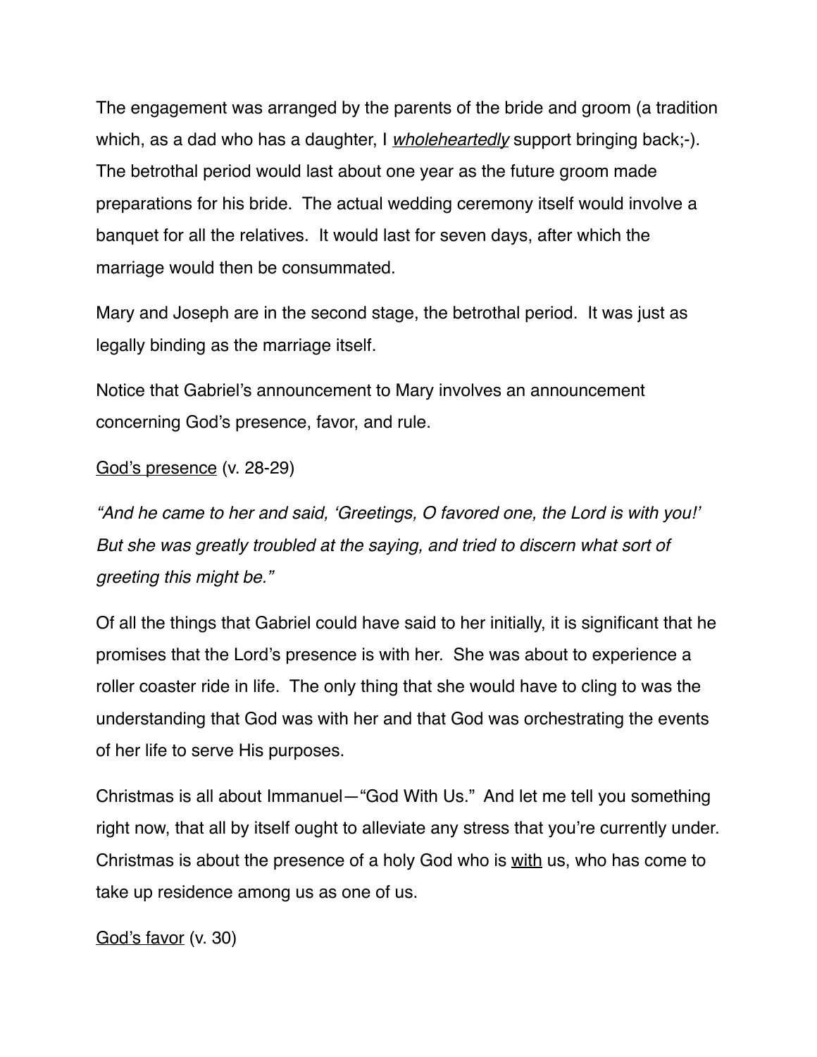The engagement was arranged by the parents of the bride and groom (a tradition which, as a dad who has a daughter, I *wholeheartedly* support bringing back;-). The betrothal period would last about one year as the future groom made preparations for his bride. The actual wedding ceremony itself would involve a banquet for all the relatives. It would last for seven days, after which the marriage would then be consummated.

Mary and Joseph are in the second stage, the betrothal period. It was just as legally binding as the marriage itself.

Notice that Gabriel's announcement to Mary involves an announcement concerning God's presence, favor, and rule.

<u>God's presence</u> (v. 28-29)

*"And he came to her and said, 'Greetings, O favored one, the Lord is with you!' But she was greatly troubled at the saying, and tried to discern what sort of greeting this might be."*

Of all the things that Gabriel could have said to her initially, it is significant that he promises that the Lord's presence is with her. She was about to experience a roller coaster ride in life. The only thing that she would have to cling to was the understanding that God was with her and that God was orchestrating the events of her life to serve His purposes.

Christmas is all about Immanuel—"God With Us." And let me tell you something right now, that all by itself ought to alleviate any stress that you're currently under. Christmas is about the presence of a holy God who is <u>with</u> us, who has come to take up residence among us as one of us.

<u>God's favor</u> (v. 30)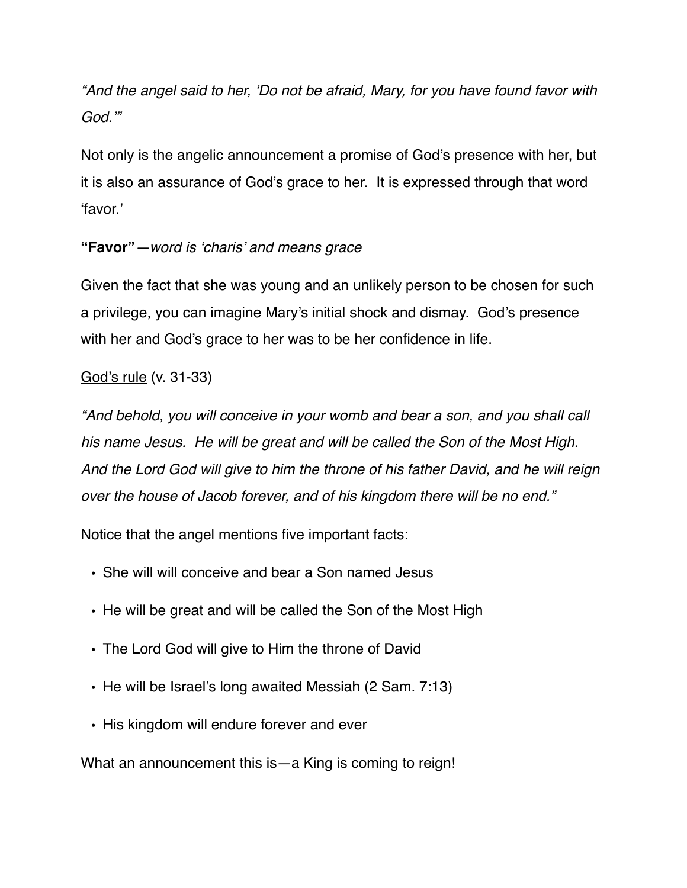*"And the angel said to her, 'Do not be afraid, Mary, for you have found favor with God.'"*

Not only is the angelic announcement a promise of God's presence with her, but it is also an assurance of God's grace to her. It is expressed through that word 'favor.'

**"Favor"**—*word is 'charis' and means grace*

Given the fact that she was young and an unlikely person to be chosen for such a privilege, you can imagine Mary's initial shock and dismay. God's presence with her and God's grace to her was to be her confidence in life.

<u>God's rule</u> (v. 31-33)

*"And behold, you will conceive in your womb and bear a son, and you shall call his name Jesus. He will be great and will be called the Son of the Most High. And the Lord God will give to him the throne of his father David, and he will reign over the house of Jacob forever, and of his kingdom there will be no end."*

Notice that the angel mentions five important facts:

- She will will conceive and bear a Son named Jesus
- He will be great and will be called the Son of the Most High
- The Lord God will give to Him the throne of David
- He will be Israel's long awaited Messiah (2 Sam. 7:13)
- His kingdom will endure forever and ever

What an announcement this is—a King is coming to reign!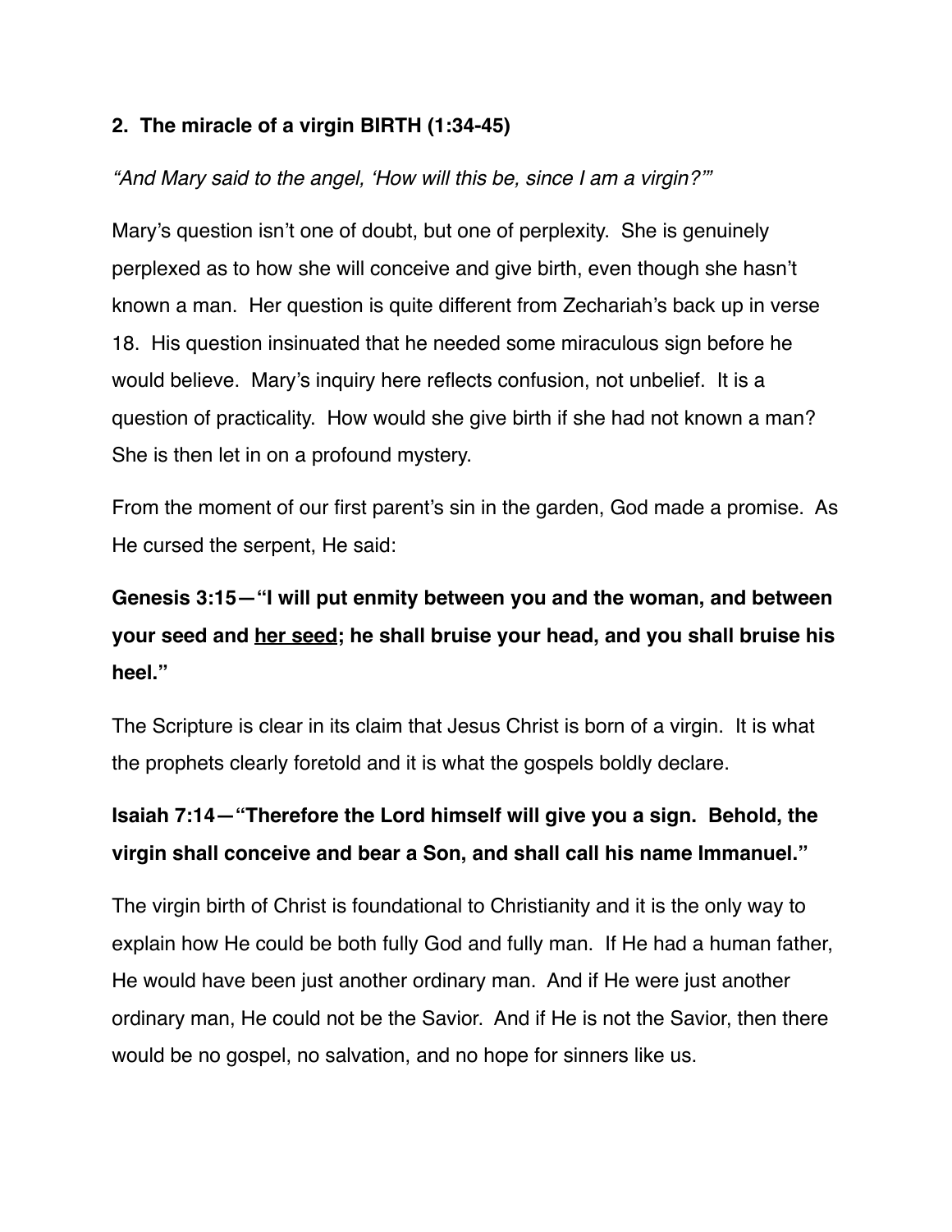**2. The miracle of a virgin BIRTH (1:34-45)**

*"And Mary said to the angel, 'How will this be, since I am a virgin?'"*

Mary's question isn't one of doubt, but one of perplexity. She is genuinely perplexed as to how she will conceive and give birth, even though she hasn't known a man. Her question is quite different from Zechariah's back up in verse 18. His question insinuated that he needed some miraculous sign before he would believe. Mary's inquiry here reflects confusion, not unbelief. It is a question of practicality. How would she give birth if she had not known a man? She is then let in on a profound mystery.

From the moment of our first parent's sin in the garden, God made a promise. As He cursed the serpent, He said:

**Genesis 3:15—"I will put enmity between you and the woman, and between your seed and <u>her seed</u>; he shall bruise your head, and you shall bruise his heel."**

The Scripture is clear in its claim that Jesus Christ is born of a virgin. It is what the prophets clearly foretold and it is what the gospels boldly declare.

**Isaiah 7:14—"Therefore the Lord himself will give you a sign. Behold, the virgin shall conceive and bear a Son, and shall call his name Immanuel."**

The virgin birth of Christ is foundational to Christianity and it is the only way to explain how He could be both fully God and fully man. If He had a human father, He would have been just another ordinary man. And if He were just another ordinary man, He could not be the Savior. And if He is not the Savior, then there would be no gospel, no salvation, and no hope for sinners like us.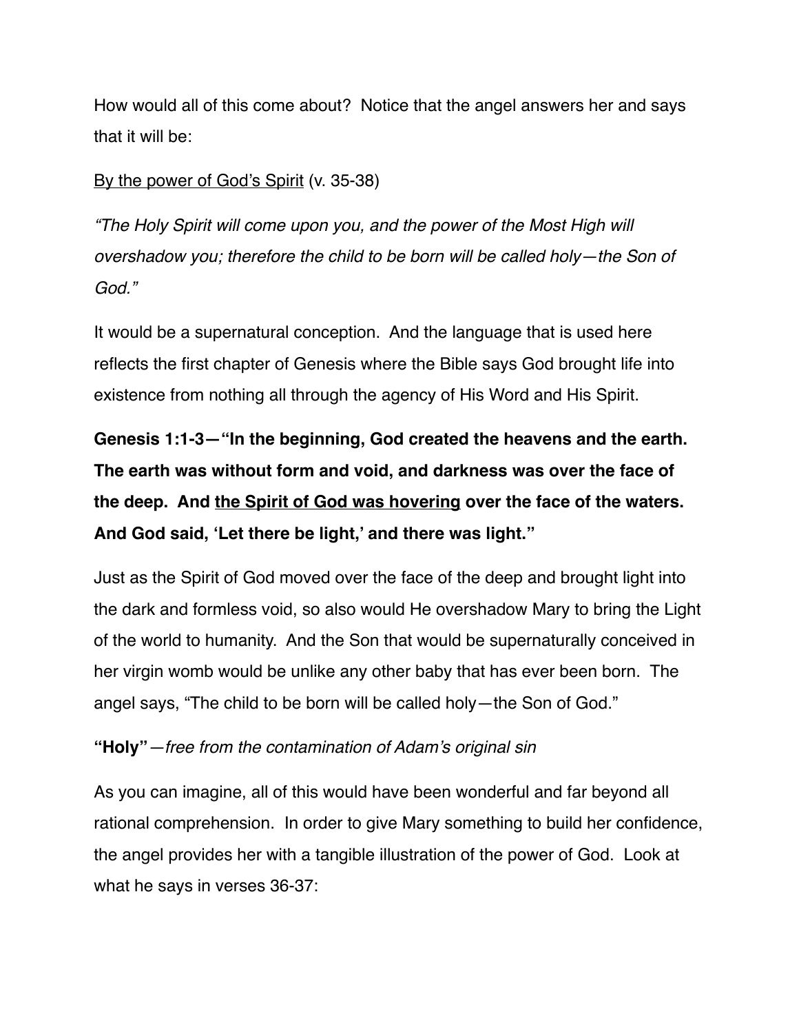How would all of this come about? Notice that the angel answers her and says that it will be:

<u>By the power of God's Spirit</u> (v. 35-38)

*"The Holy Spirit will come upon you, and the power of the Most High will overshadow you; therefore the child to be born will be called holy—the Son of God."*

It would be a supernatural conception. And the language that is used here reflects the first chapter of Genesis where the Bible says God brought life into existence from nothing all through the agency of His Word and His Spirit.

**Genesis 1:1-3—"In the beginning, God created the heavens and the earth. The earth was without form and void, and darkness was over the face of the deep. And <u>the Spirit of God was hovering</u> over the face of the waters. And God said, 'Let there be light,' and there was light."**

Just as the Spirit of God moved over the face of the deep and brought light into the dark and formless void, so also would He overshadow Mary to bring the Light of the world to humanity. And the Son that would be supernaturally conceived in her virgin womb would be unlike any other baby that has ever been born. The angel says, "The child to be born will be called holy—the Son of God."

**"Holy"**—*free from the contamination of Adam's original sin*

As you can imagine, all of this would have been wonderful and far beyond all rational comprehension. In order to give Mary something to build her confidence, the angel provides her with a tangible illustration of the power of God. Look at what he says in verses 36-37: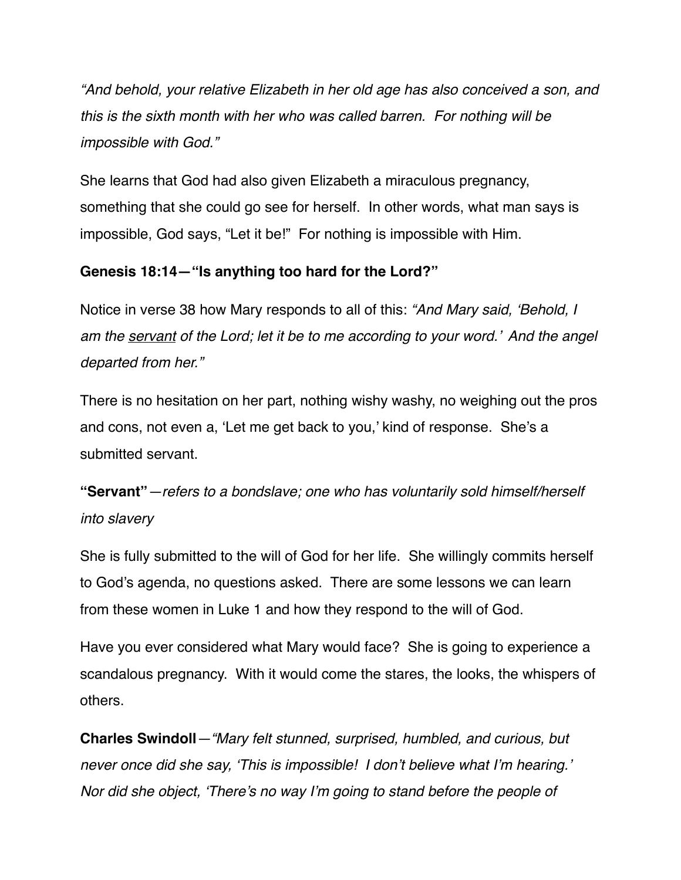*"And behold, your relative Elizabeth in her old age has also conceived a son, and this is the sixth month with her who was called barren. For nothing will be impossible with God."*

She learns that God had also given Elizabeth a miraculous pregnancy, something that she could go see for herself. In other words, what man says is impossible, God says, "Let it be!" For nothing is impossible with Him.

**Genesis 18:14—"Is anything too hard for the Lord?"**

Notice in verse 38 how Mary responds to all of this: *"And Mary said, 'Behold, I am the <u>servant</u> of the Lord; let it be to me according to your word.' And the angel departed from her."*

There is no hesitation on her part, nothing wishy washy, no weighing out the pros and cons, not even a, 'Let me get back to you,' kind of response. She's a submitted servant.

**"Servant"**—*refers to a bondslave; one who has voluntarily sold himself/herself into slavery*

She is fully submitted to the will of God for her life. She willingly commits herself to God's agenda, no questions asked. There are some lessons we can learn from these women in Luke 1 and how they respond to the will of God.

Have you ever considered what Mary would face? She is going to experience a scandalous pregnancy. With it would come the stares, the looks, the whispers of others.

**Charles Swindoll**—*"Mary felt stunned, surprised, humbled, and curious, but never once did she say, 'This is impossible! I don't believe what I'm hearing.' Nor did she object, 'There's no way I'm going to stand before the people of*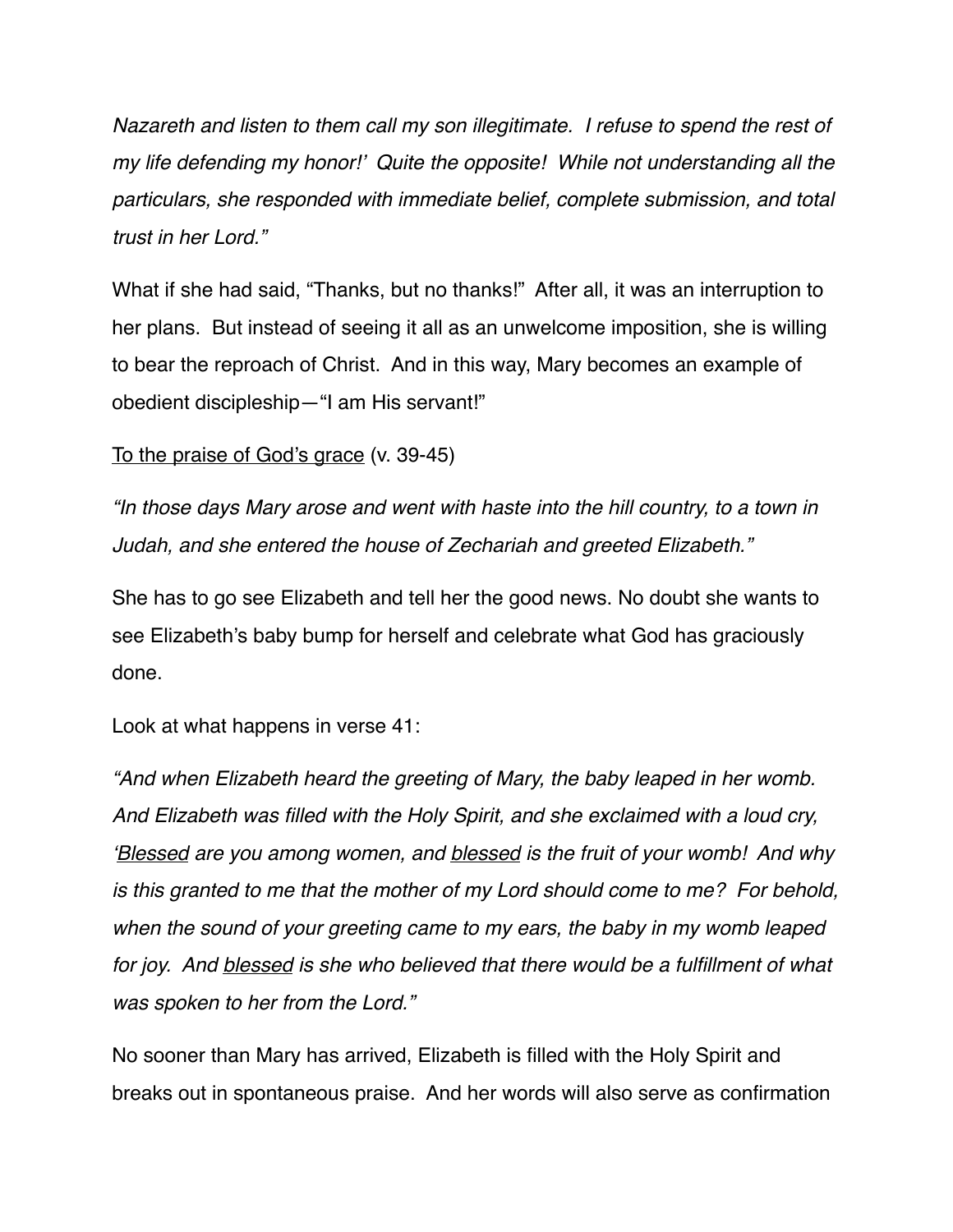*Nazareth and listen to them call my son illegitimate. I refuse to spend the rest of my life defending my honor!' Quite the opposite! While not understanding all the particulars, she responded with immediate belief, complete submission, and total trust in her Lord."*

What if she had said, "Thanks, but no thanks!" After all, it was an interruption to her plans. But instead of seeing it all as an unwelcome imposition, she is willing to bear the reproach of Christ. And in this way, Mary becomes an example of obedient discipleship—"I am His servant!"

<u>To the praise of God's grace</u> (v. 39-45)

*"In those days Mary arose and went with haste into the hill country, to a town in Judah, and she entered the house of Zechariah and greeted Elizabeth."*

She has to go see Elizabeth and tell her the good news. No doubt she wants to see Elizabeth's baby bump for herself and celebrate what God has graciously done.

Look at what happens in verse 41:

*"And when Elizabeth heard the greeting of Mary, the baby leaped in her womb. And Elizabeth was filled with the Holy Spirit, and she exclaimed with a loud cry, '<u>Blessed</u> are you among women, and <u>blessed</u> is the fruit of your womb! And why is this granted to me that the mother of my Lord should come to me? For behold, when the sound of your greeting came to my ears, the baby in my womb leaped for joy. And <u>blessed</u> is she who believed that there would be a fulfillment of what was spoken to her from the Lord."*

No sooner than Mary has arrived, Elizabeth is filled with the Holy Spirit and breaks out in spontaneous praise. And her words will also serve as confirmation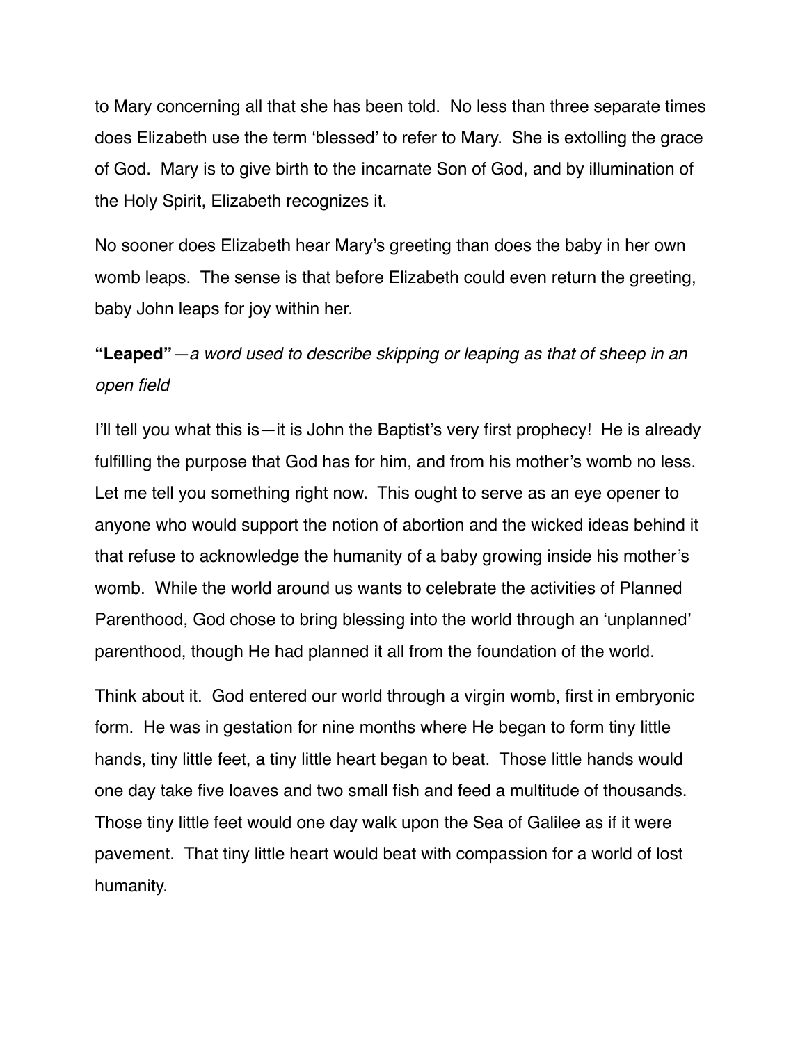to Mary concerning all that she has been told. No less than three separate times does Elizabeth use the term 'blessed' to refer to Mary. She is extolling the grace of God. Mary is to give birth to the incarnate Son of God, and by illumination of the Holy Spirit, Elizabeth recognizes it.

No sooner does Elizabeth hear Mary's greeting than does the baby in her own womb leaps. The sense is that before Elizabeth could even return the greeting, baby John leaps for joy within her.

**"Leaped"**—*a word used to describe skipping or leaping as that of sheep in an open field*

I'll tell you what this is—it is John the Baptist's very first prophecy! He is already fulfilling the purpose that God has for him, and from his mother's womb no less. Let me tell you something right now. This ought to serve as an eye opener to anyone who would support the notion of abortion and the wicked ideas behind it that refuse to acknowledge the humanity of a baby growing inside his mother's womb. While the world around us wants to celebrate the activities of Planned Parenthood, God chose to bring blessing into the world through an 'unplanned' parenthood, though He had planned it all from the foundation of the world.

Think about it. God entered our world through a virgin womb, first in embryonic form. He was in gestation for nine months where He began to form tiny little hands, tiny little feet, a tiny little heart began to beat. Those little hands would one day take five loaves and two small fish and feed a multitude of thousands. Those tiny little feet would one day walk upon the Sea of Galilee as if it were pavement. That tiny little heart would beat with compassion for a world of lost humanity.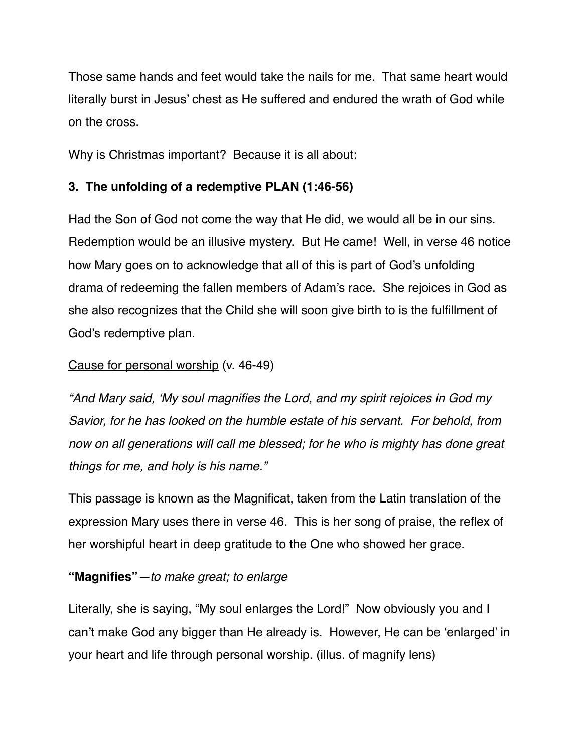Those same hands and feet would take the nails for me. That same heart would literally burst in Jesus' chest as He suffered and endured the wrath of God while on the cross.

Why is Christmas important? Because it is all about:

**3. The unfolding of a redemptive PLAN (1:46-56)**

Had the Son of God not come the way that He did, we would all be in our sins. Redemption would be an illusive mystery. But He came! Well, in verse 46 notice how Mary goes on to acknowledge that all of this is part of God's unfolding drama of redeeming the fallen members of Adam's race. She rejoices in God as she also recognizes that the Child she will soon give birth to is the fulfillment of God's redemptive plan.

<u>Cause for personal worship</u> (v. 46-49)

*"And Mary said, 'My soul magnifies the Lord, and my spirit rejoices in God my Savior, for he has looked on the humble estate of his servant. For behold, from now on all generations will call me blessed; for he who is mighty has done great things for me, and holy is his name."*

This passage is known as the Magnificat, taken from the Latin translation of the expression Mary uses there in verse 46. This is her song of praise, the reflex of her worshipful heart in deep gratitude to the One who showed her grace.

**"Magnifies"**—*to make great; to enlarge*

Literally, she is saying, "My soul enlarges the Lord!" Now obviously you and I can't make God any bigger than He already is. However, He can be 'enlarged' in your heart and life through personal worship. (illus. of magnify lens)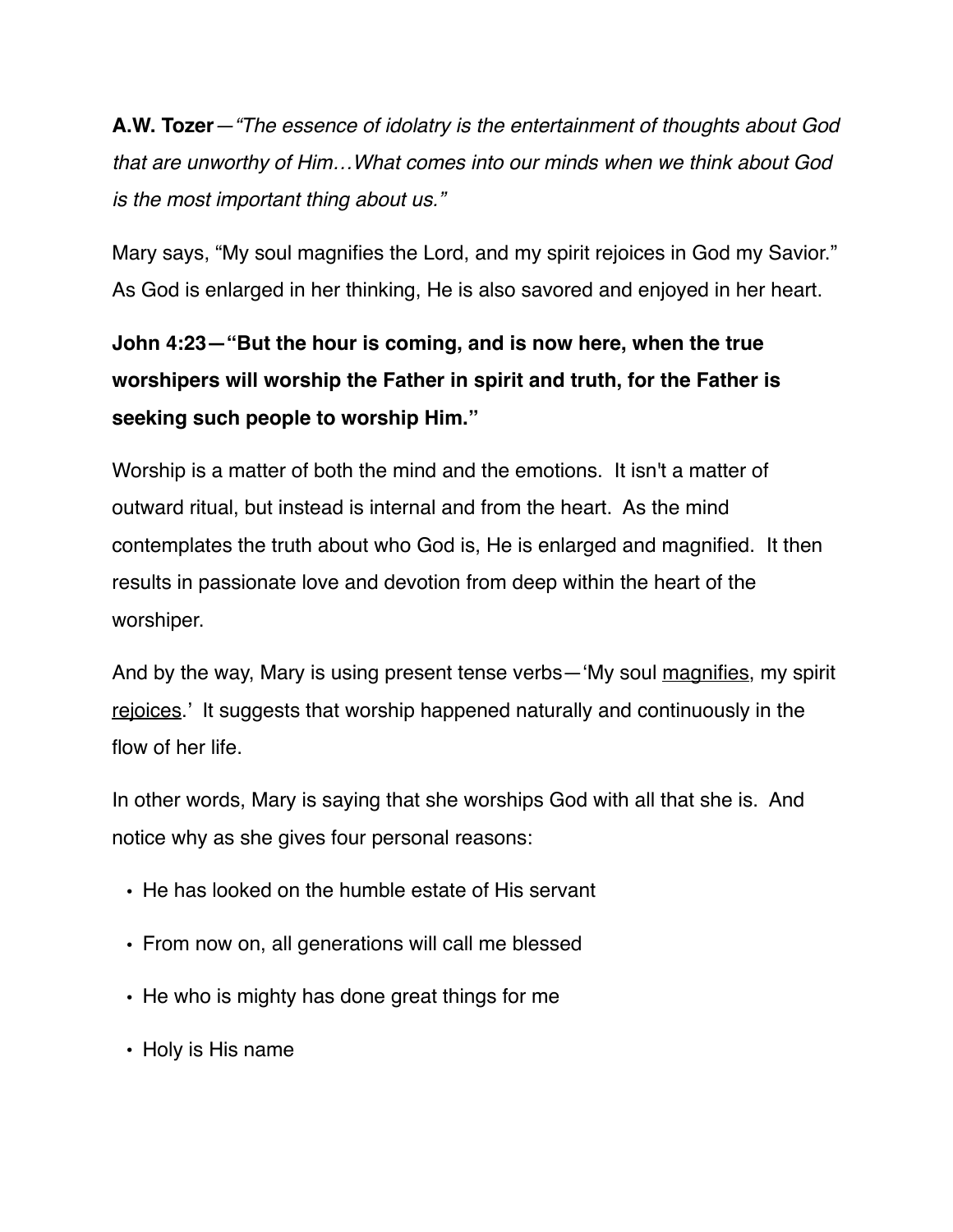**A.W. Tozer**—*"The essence of idolatry is the entertainment of thoughts about God that are unworthy of Him…What comes into our minds when we think about God is the most important thing about us."*

Mary says, "My soul magnifies the Lord, and my spirit rejoices in God my Savior." As God is enlarged in her thinking, He is also savored and enjoyed in her heart.

**John 4:23—"But the hour is coming, and is now here, when the true worshipers will worship the Father in spirit and truth, for the Father is seeking such people to worship Him."**

Worship is a matter of both the mind and the emotions. It isn't a matter of outward ritual, but instead is internal and from the heart. As the mind contemplates the truth about who God is, He is enlarged and magnified. It then results in passionate love and devotion from deep within the heart of the worshiper.

And by the way, Mary is using present tense verbs—'My soul <u>magnifies</u>, my spirit <u>rejoices</u>.' It suggests that worship happened naturally and continuously in the flow of her life.

In other words, Mary is saying that she worships God with all that she is. And notice why as she gives four personal reasons:

- He has looked on the humble estate of His servant
- From now on, all generations will call me blessed
- He who is mighty has done great things for me
- Holy is His name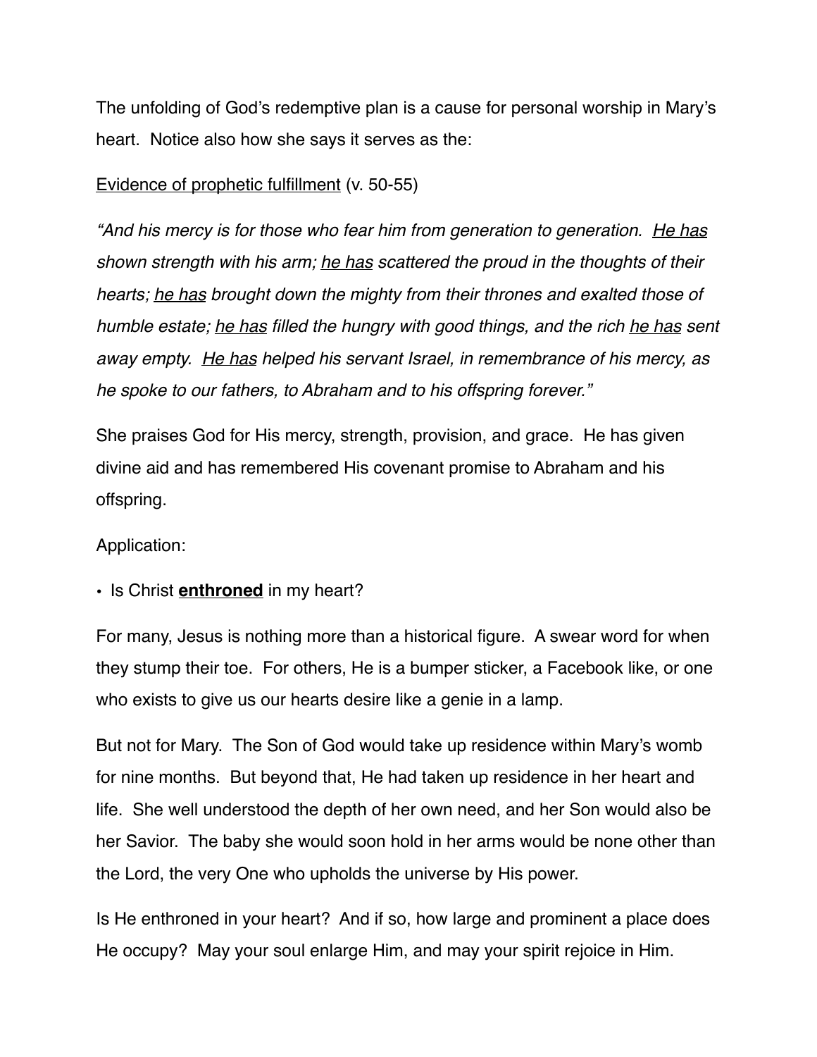The unfolding of God's redemptive plan is a cause for personal worship in Mary's heart.  Notice also how she says it serves as the:

<u>Evidence of prophetic fulfillment</u> (v. 50-55)

*"And his mercy is for those who fear him from generation to generation.  <u>He has</u> shown strength with his arm; <u>he has</u> scattered the proud in the thoughts of their hearts; <u>he has</u> brought down the mighty from their thrones and exalted those of humble estate; <u>he has</u> filled the hungry with good things, and the rich <u>he has</u> sent away empty.  <u>He has</u> helped his servant Israel, in remembrance of his mercy, as he spoke to our fathers, to Abraham and to his offspring forever."*

She praises God for His mercy, strength, provision, and grace.  He has given divine aid and has remembered His covenant promise to Abraham and his offspring.

Application:

- Is Christ <u>**enthroned**</u> in my heart?

For many, Jesus is nothing more than a historical figure.  A swear word for when they stump their toe.  For others, He is a bumper sticker, a Facebook like, or one who exists to give us our hearts desire like a genie in a lamp.

But not for Mary.  The Son of God would take up residence within Mary's womb for nine months.  But beyond that, He had taken up residence in her heart and life.  She well understood the depth of her own need, and her Son would also be her Savior.  The baby she would soon hold in her arms would be none other than the Lord, the very One who upholds the universe by His power.

Is He enthroned in your heart?  And if so, how large and prominent a place does He occupy?  May your soul enlarge Him, and may your spirit rejoice in Him.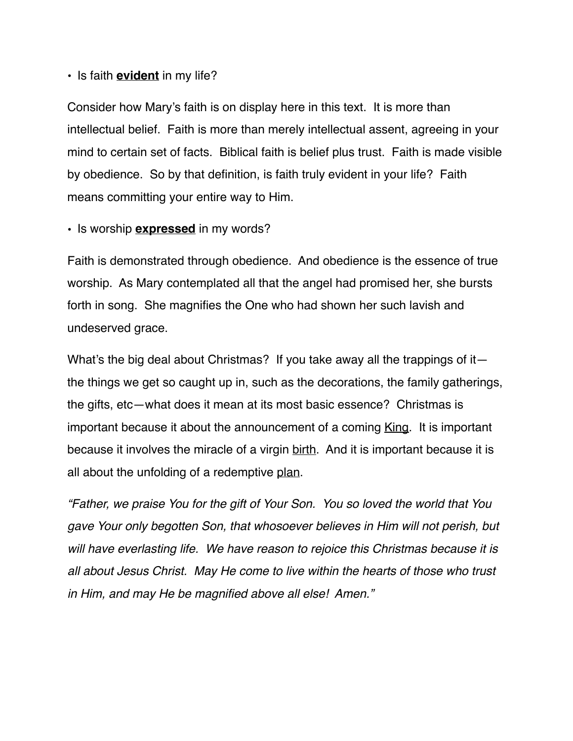- Is faith **evident** in my life?

Consider how Mary's faith is on display here in this text. It is more than intellectual belief. Faith is more than merely intellectual assent, agreeing in your mind to certain set of facts. Biblical faith is belief plus trust. Faith is made visible by obedience. So by that definition, is faith truly evident in your life? Faith means committing your entire way to Him.

- Is worship **expressed** in my words?

Faith is demonstrated through obedience. And obedience is the essence of true worship. As Mary contemplated all that the angel had promised her, she bursts forth in song. She magnifies the One who had shown her such lavish and undeserved grace.

What's the big deal about Christmas? If you take away all the trappings of it—the things we get so caught up in, such as the decorations, the family gatherings, the gifts, etc—what does it mean at its most basic essence? Christmas is important because it about the announcement of a coming King. It is important because it involves the miracle of a virgin birth. And it is important because it is all about the unfolding of a redemptive plan.

*"Father, we praise You for the gift of Your Son. You so loved the world that You gave Your only begotten Son, that whosoever believes in Him will not perish, but will have everlasting life. We have reason to rejoice this Christmas because it is all about Jesus Christ. May He come to live within the hearts of those who trust in Him, and may He be magnified above all else! Amen."*